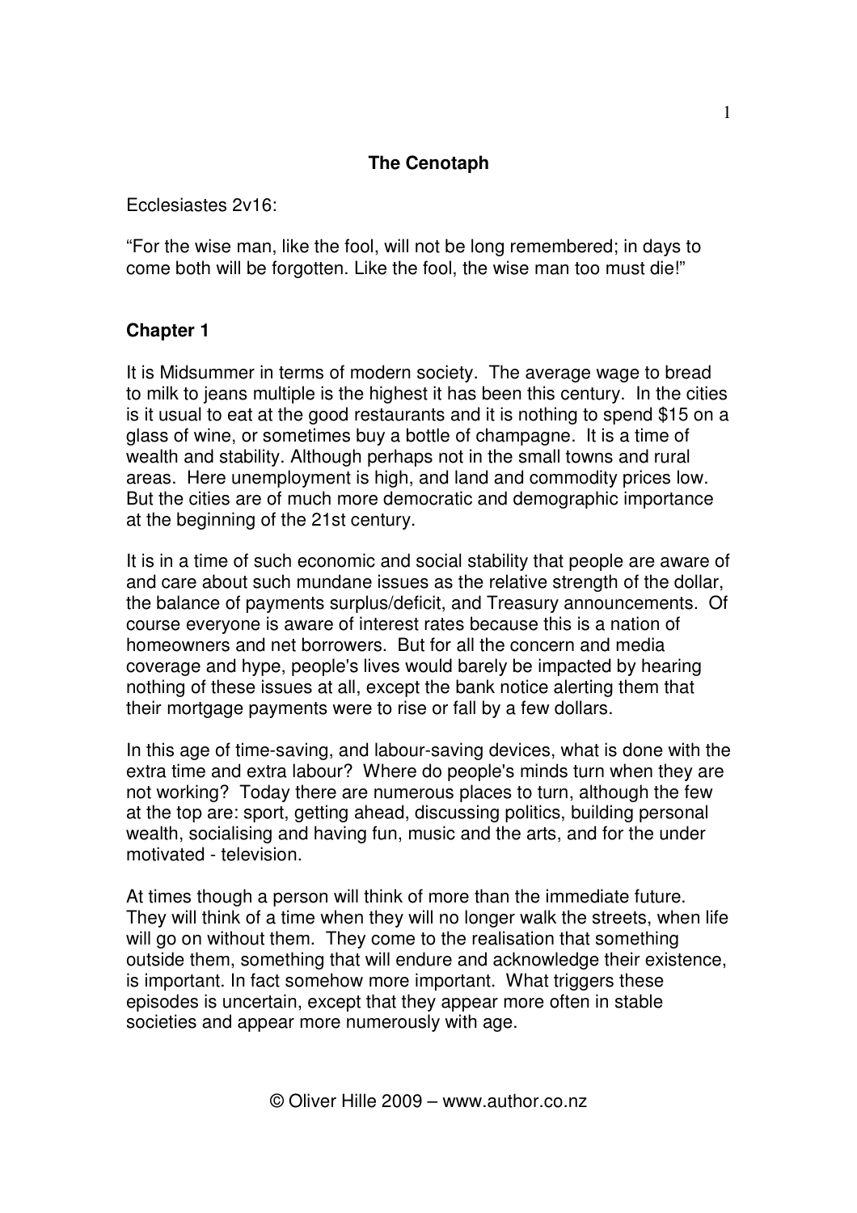## The Cenotaph

Ecclesiastes 2v16:

“For the wise man, like the fool, will not be long remembered; in days to come both will be forgotten. Like the fool, the wise man too must die!”

### Chapter 1

It is Midsummer in terms of modern society. The average wage to bread to milk to jeans multiple is the highest it has been this century. In the cities is it usual to eat at the good restaurants and it is nothing to spend $15 on a glass of wine, or sometimes buy a bottle of champagne. It is a time of wealth and stability. Although perhaps not in the small towns and rural areas. Here unemployment is high, and land and commodity prices low. But the cities are of much more democratic and demographic importance at the beginning of the 21st century.

It is in a time of such economic and social stability that people are aware of and care about such mundane issues as the relative strength of the dollar, the balance of payments surplus/deficit, and Treasury announcements. Of course everyone is aware of interest rates because this is a nation of homeowners and net borrowers. But for all the concern and media coverage and hype, people's lives would barely be impacted by hearing nothing of these issues at all, except the bank notice alerting them that their mortgage payments were to rise or fall by a few dollars.

In this age of time-saving, and labour-saving devices, what is done with the extra time and extra labour? Where do people's minds turn when they are not working? Today there are numerous places to turn, although the few at the top are: sport, getting ahead, discussing politics, building personal wealth, socialising and having fun, music and the arts, and for the under motivated - television.

At times though a person will think of more than the immediate future. They will think of a time when they will no longer walk the streets, when life will go on without them. They come to the realisation that something outside them, something that will endure and acknowledge their existence, is important. In fact somehow more important. What triggers these episodes is uncertain, except that they appear more often in stable societies and appear more numerously with age.

© Oliver Hille 2009 – www.author.co.nz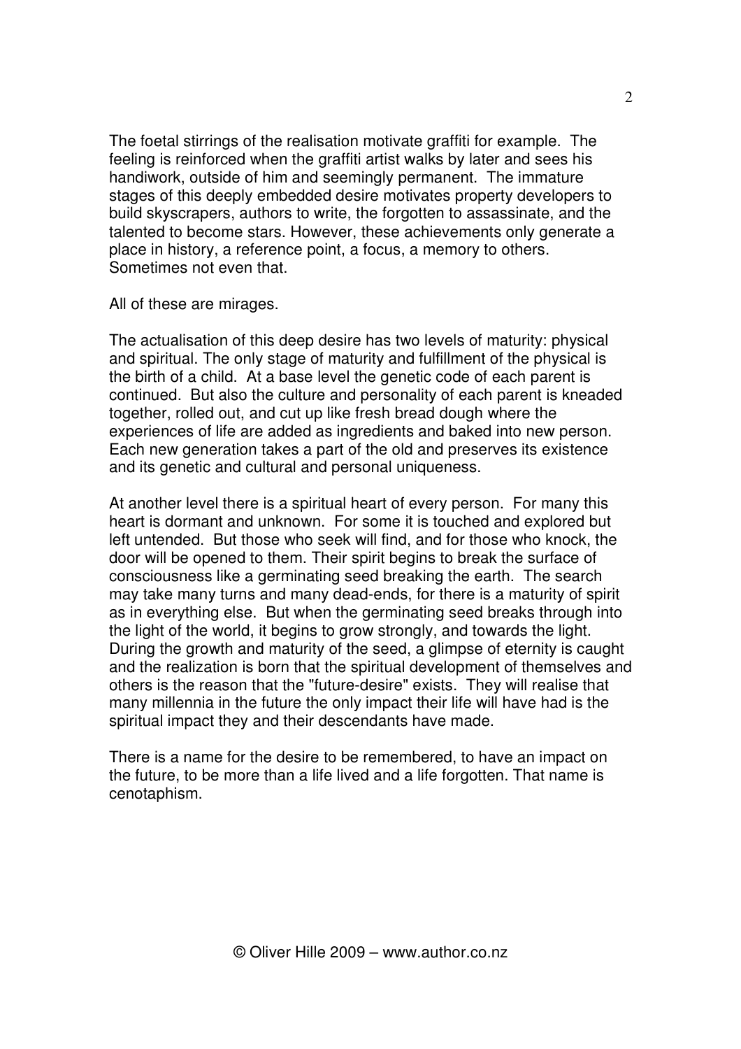The foetal stirrings of the realisation motivate graffiti for example. The feeling is reinforced when the graffiti artist walks by later and sees his handiwork, outside of him and seemingly permanent. The immature stages of this deeply embedded desire motivates property developers to build skyscrapers, authors to write, the forgotten to assassinate, and the talented to become stars. However, these achievements only generate a place in history, a reference point, a focus, a memory to others. Sometimes not even that.

All of these are mirages.

The actualisation of this deep desire has two levels of maturity: physical and spiritual. The only stage of maturity and fulfillment of the physical is the birth of a child. At a base level the genetic code of each parent is continued. But also the culture and personality of each parent is kneaded together, rolled out, and cut up like fresh bread dough where the experiences of life are added as ingredients and baked into new person. Each new generation takes a part of the old and preserves its existence and its genetic and cultural and personal uniqueness.

At another level there is a spiritual heart of every person. For many this heart is dormant and unknown. For some it is touched and explored but left untended. But those who seek will find, and for those who knock, the door will be opened to them. Their spirit begins to break the surface of consciousness like a germinating seed breaking the earth. The search may take many turns and many dead-ends, for there is a maturity of spirit as in everything else. But when the germinating seed breaks through into the light of the world, it begins to grow strongly, and towards the light. During the growth and maturity of the seed, a glimpse of eternity is caught and the realization is born that the spiritual development of themselves and others is the reason that the "future-desire" exists. They will realise that many millennia in the future the only impact their life will have had is the spiritual impact they and their descendants have made.

There is a name for the desire to be remembered, to have an impact on the future, to be more than a life lived and a life forgotten. That name is cenotaphism.

© Oliver Hille 2009 – www.author.co.nz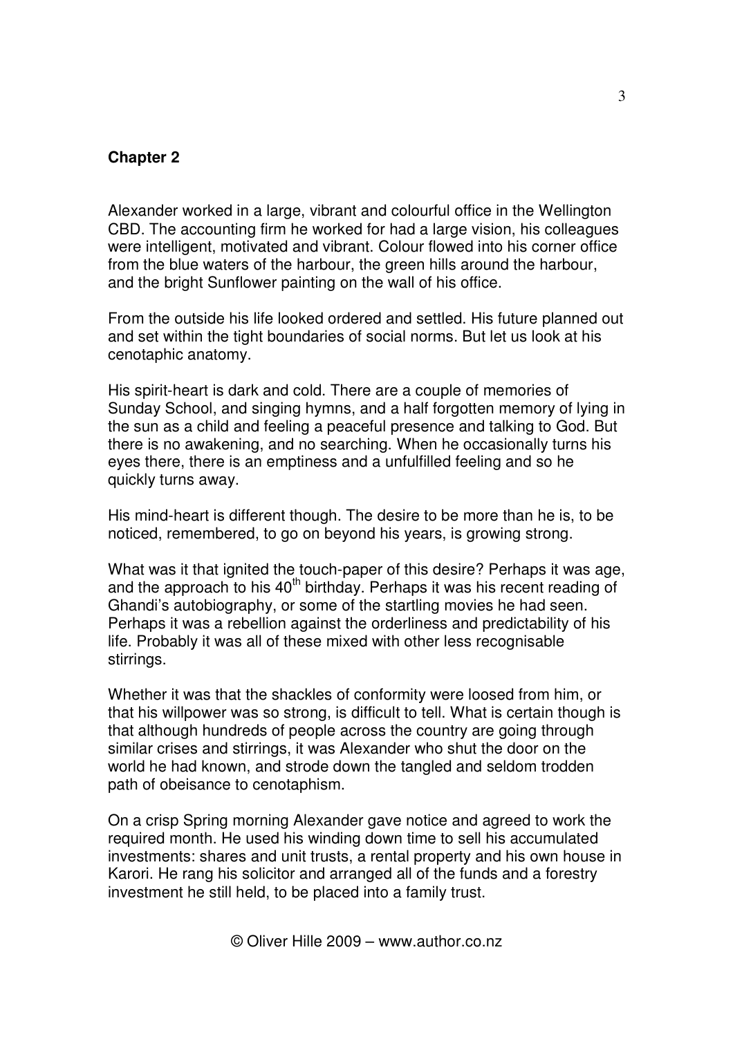## Chapter 2

Alexander worked in a large, vibrant and colourful office in the Wellington CBD. The accounting firm he worked for had a large vision, his colleagues were intelligent, motivated and vibrant. Colour flowed into his corner office from the blue waters of the harbour, the green hills around the harbour, and the bright Sunflower painting on the wall of his office.

From the outside his life looked ordered and settled. His future planned out and set within the tight boundaries of social norms. But let us look at his cenotaphic anatomy.

His spirit-heart is dark and cold. There are a couple of memories of Sunday School, and singing hymns, and a half forgotten memory of lying in the sun as a child and feeling a peaceful presence and talking to God. But there is no awakening, and no searching. When he occasionally turns his eyes there, there is an emptiness and a unfulfilled feeling and so he quickly turns away.

His mind-heart is different though. The desire to be more than he is, to be noticed, remembered, to go on beyond his years, is growing strong.

What was it that ignited the touch-paper of this desire? Perhaps it was age, and the approach to his 40th birthday. Perhaps it was his recent reading of Ghandi's autobiography, or some of the startling movies he had seen. Perhaps it was a rebellion against the orderliness and predictability of his life. Probably it was all of these mixed with other less recognisable stirrings.

Whether it was that the shackles of conformity were loosed from him, or that his willpower was so strong, is difficult to tell. What is certain though is that although hundreds of people across the country are going through similar crises and stirrings, it was Alexander who shut the door on the world he had known, and strode down the tangled and seldom trodden path of obeisance to cenotaphism.

On a crisp Spring morning Alexander gave notice and agreed to work the required month. He used his winding down time to sell his accumulated investments: shares and unit trusts, a rental property and his own house in Karori. He rang his solicitor and arranged all of the funds and a forestry investment he still held, to be placed into a family trust.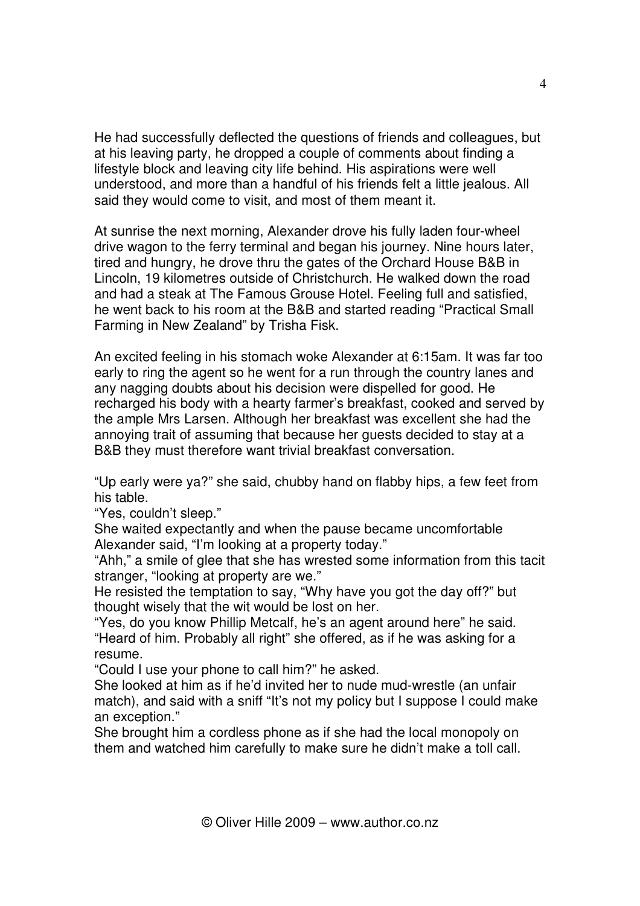He had successfully deflected the questions of friends and colleagues, but at his leaving party, he dropped a couple of comments about finding a lifestyle block and leaving city life behind. His aspirations were well understood, and more than a handful of his friends felt a little jealous. All said they would come to visit, and most of them meant it.

At sunrise the next morning, Alexander drove his fully laden four-wheel drive wagon to the ferry terminal and began his journey. Nine hours later, tired and hungry, he drove thru the gates of the Orchard House B&B in Lincoln, 19 kilometres outside of Christchurch. He walked down the road and had a steak at The Famous Grouse Hotel. Feeling full and satisfied, he went back to his room at the B&B and started reading "Practical Small Farming in New Zealand" by Trisha Fisk.

An excited feeling in his stomach woke Alexander at 6:15am. It was far too early to ring the agent so he went for a run through the country lanes and any nagging doubts about his decision were dispelled for good. He recharged his body with a hearty farmer's breakfast, cooked and served by the ample Mrs Larsen. Although her breakfast was excellent she had the annoying trait of assuming that because her guests decided to stay at a B&B they must therefore want trivial breakfast conversation.

"Up early were ya?" she said, chubby hand on flabby hips, a few feet from his table.

"Yes, couldn't sleep."

She waited expectantly and when the pause became uncomfortable Alexander said, "I'm looking at a property today."

"Ahh," a smile of glee that she has wrested some information from this tacit stranger, "looking at property are we."

He resisted the temptation to say, "Why have you got the day off?" but thought wisely that the wit would be lost on her.

"Yes, do you know Phillip Metcalf, he's an agent around here" he said.

"Heard of him. Probably all right" she offered, as if he was asking for a resume.

"Could I use your phone to call him?" he asked.

She looked at him as if he'd invited her to nude mud-wrestle (an unfair match), and said with a sniff "It's not my policy but I suppose I could make an exception."

She brought him a cordless phone as if she had the local monopoly on them and watched him carefully to make sure he didn't make a toll call.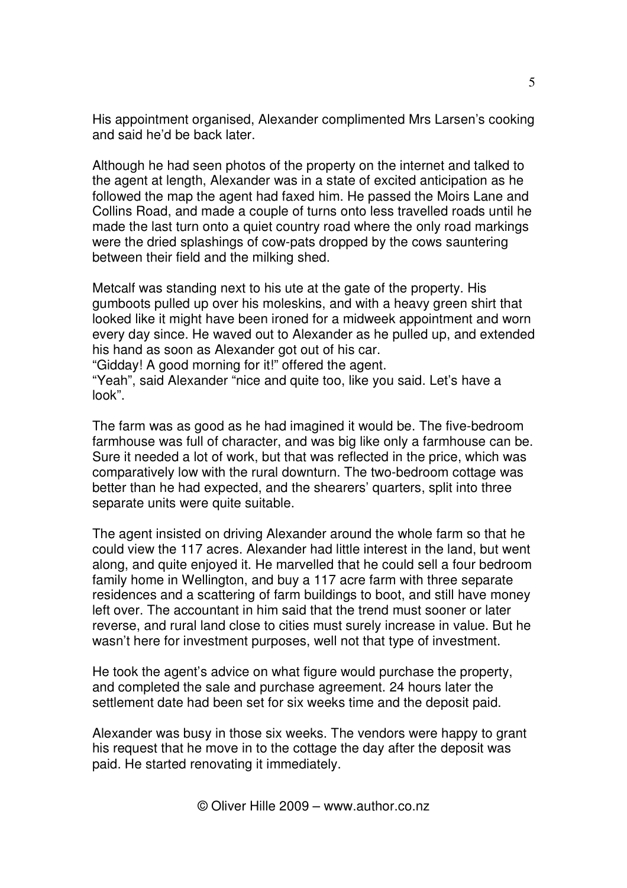His appointment organised, Alexander complimented Mrs Larsen's cooking and said he'd be back later.

Although he had seen photos of the property on the internet and talked to the agent at length, Alexander was in a state of excited anticipation as he followed the map the agent had faxed him. He passed the Moirs Lane and Collins Road, and made a couple of turns onto less travelled roads until he made the last turn onto a quiet country road where the only road markings were the dried splashings of cow-pats dropped by the cows sauntering between their field and the milking shed.

Metcalf was standing next to his ute at the gate of the property. His gumboots pulled up over his moleskins, and with a heavy green shirt that looked like it might have been ironed for a midweek appointment and worn every day since. He waved out to Alexander as he pulled up, and extended his hand as soon as Alexander got out of his car.
"Gidday! A good morning for it!" offered the agent.
"Yeah", said Alexander "nice and quite too, like you said. Let's have a look".

The farm was as good as he had imagined it would be. The five-bedroom farmhouse was full of character, and was big like only a farmhouse can be. Sure it needed a lot of work, but that was reflected in the price, which was comparatively low with the rural downturn. The two-bedroom cottage was better than he had expected, and the shearers' quarters, split into three separate units were quite suitable.

The agent insisted on driving Alexander around the whole farm so that he could view the 117 acres. Alexander had little interest in the land, but went along, and quite enjoyed it. He marvelled that he could sell a four bedroom family home in Wellington, and buy a 117 acre farm with three separate residences and a scattering of farm buildings to boot, and still have money left over. The accountant in him said that the trend must sooner or later reverse, and rural land close to cities must surely increase in value. But he wasn't here for investment purposes, well not that type of investment.

He took the agent's advice on what figure would purchase the property, and completed the sale and purchase agreement. 24 hours later the settlement date had been set for six weeks time and the deposit paid.

Alexander was busy in those six weeks. The vendors were happy to grant his request that he move in to the cottage the day after the deposit was paid. He started renovating it immediately.

© Oliver Hille 2009 – www.author.co.nz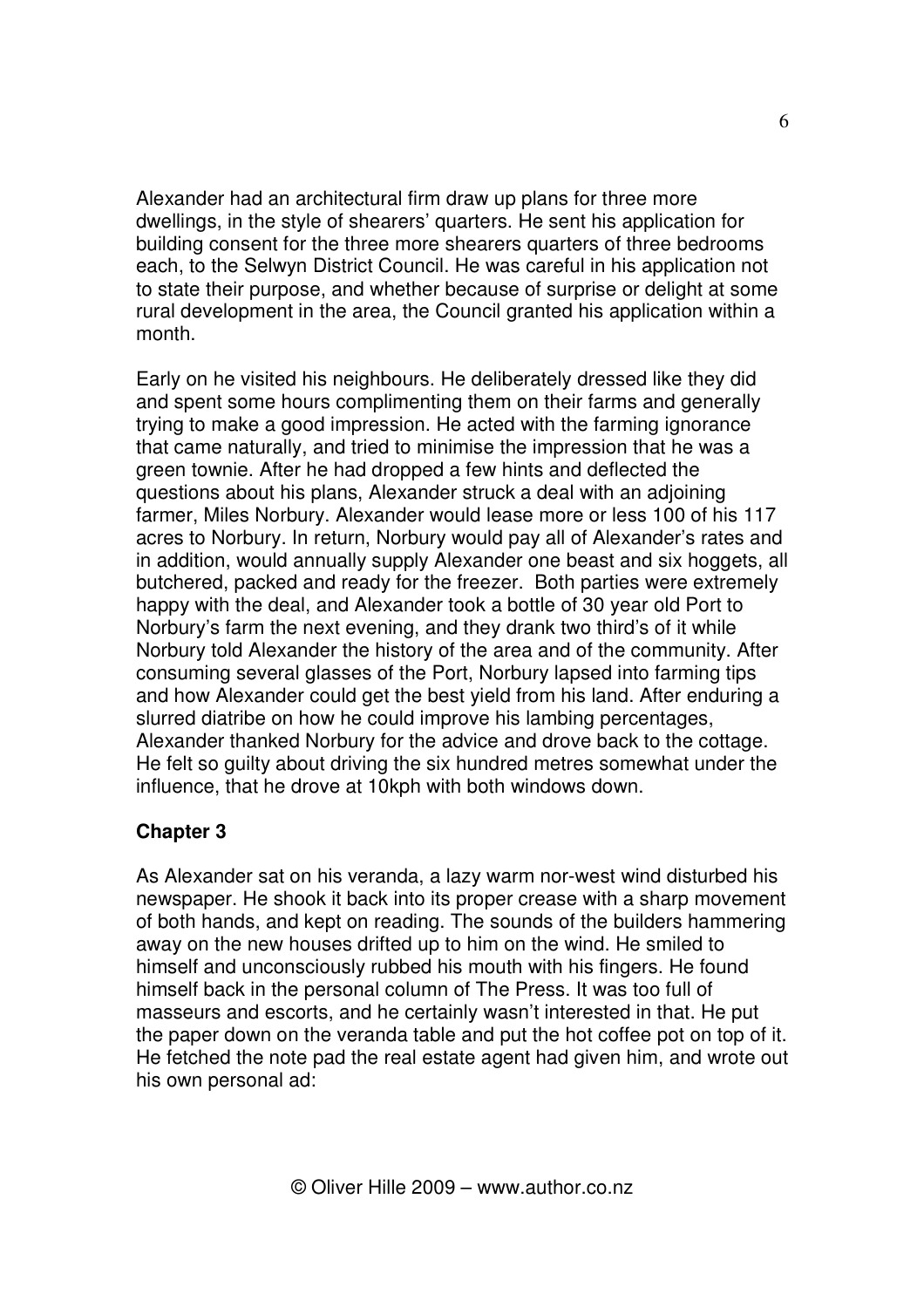Alexander had an architectural firm draw up plans for three more dwellings, in the style of shearers' quarters. He sent his application for building consent for the three more shearers quarters of three bedrooms each, to the Selwyn District Council. He was careful in his application not to state their purpose, and whether because of surprise or delight at some rural development in the area, the Council granted his application within a month.

Early on he visited his neighbours. He deliberately dressed like they did and spent some hours complimenting them on their farms and generally trying to make a good impression. He acted with the farming ignorance that came naturally, and tried to minimise the impression that he was a green townie. After he had dropped a few hints and deflected the questions about his plans, Alexander struck a deal with an adjoining farmer, Miles Norbury. Alexander would lease more or less 100 of his 117 acres to Norbury. In return, Norbury would pay all of Alexander's rates and in addition, would annually supply Alexander one beast and six hoggets, all butchered, packed and ready for the freezer. Both parties were extremely happy with the deal, and Alexander took a bottle of 30 year old Port to Norbury's farm the next evening, and they drank two third's of it while Norbury told Alexander the history of the area and of the community. After consuming several glasses of the Port, Norbury lapsed into farming tips and how Alexander could get the best yield from his land. After enduring a slurred diatribe on how he could improve his lambing percentages, Alexander thanked Norbury for the advice and drove back to the cottage. He felt so guilty about driving the six hundred metres somewhat under the influence, that he drove at 10kph with both windows down.

## Chapter 3

As Alexander sat on his veranda, a lazy warm nor-west wind disturbed his newspaper. He shook it back into its proper crease with a sharp movement of both hands, and kept on reading. The sounds of the builders hammering away on the new houses drifted up to him on the wind. He smiled to himself and unconsciously rubbed his mouth with his fingers. He found himself back in the personal column of The Press. It was too full of masseurs and escorts, and he certainly wasn't interested in that. He put the paper down on the veranda table and put the hot coffee pot on top of it. He fetched the note pad the real estate agent had given him, and wrote out his own personal ad: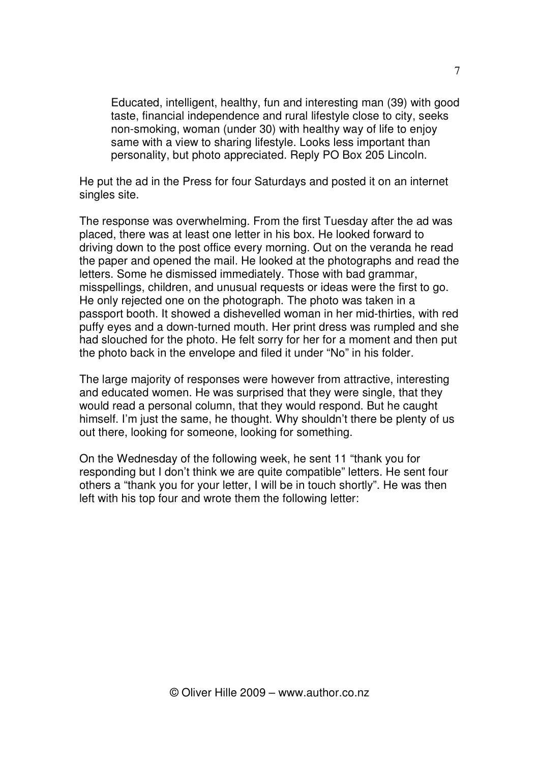> Educated, intelligent, healthy, fun and interesting man (39) with good taste, financial independence and rural lifestyle close to city, seeks non-smoking, woman (under 30) with healthy way of life to enjoy same with a view to sharing lifestyle. Looks less important than personality, but photo appreciated. Reply PO Box 205 Lincoln.

He put the ad in the Press for four Saturdays and posted it on an internet singles site.

The response was overwhelming. From the first Tuesday after the ad was placed, there was at least one letter in his box. He looked forward to driving down to the post office every morning. Out on the veranda he read the paper and opened the mail. He looked at the photographs and read the letters. Some he dismissed immediately. Those with bad grammar, misspellings, children, and unusual requests or ideas were the first to go. He only rejected one on the photograph. The photo was taken in a passport booth. It showed a dishevelled woman in her mid-thirties, with red puffy eyes and a down-turned mouth. Her print dress was rumpled and she had slouched for the photo. He felt sorry for her for a moment and then put the photo back in the envelope and filed it under "No" in his folder.

The large majority of responses were however from attractive, interesting and educated women. He was surprised that they were single, that they would read a personal column, that they would respond. But he caught himself. I'm just the same, he thought. Why shouldn't there be plenty of us out there, looking for someone, looking for something.

On the Wednesday of the following week, he sent 11 "thank you for responding but I don't think we are quite compatible" letters. He sent four others a "thank you for your letter, I will be in touch shortly". He was then left with his top four and wrote them the following letter:

© Oliver Hille 2009 – www.author.co.nz